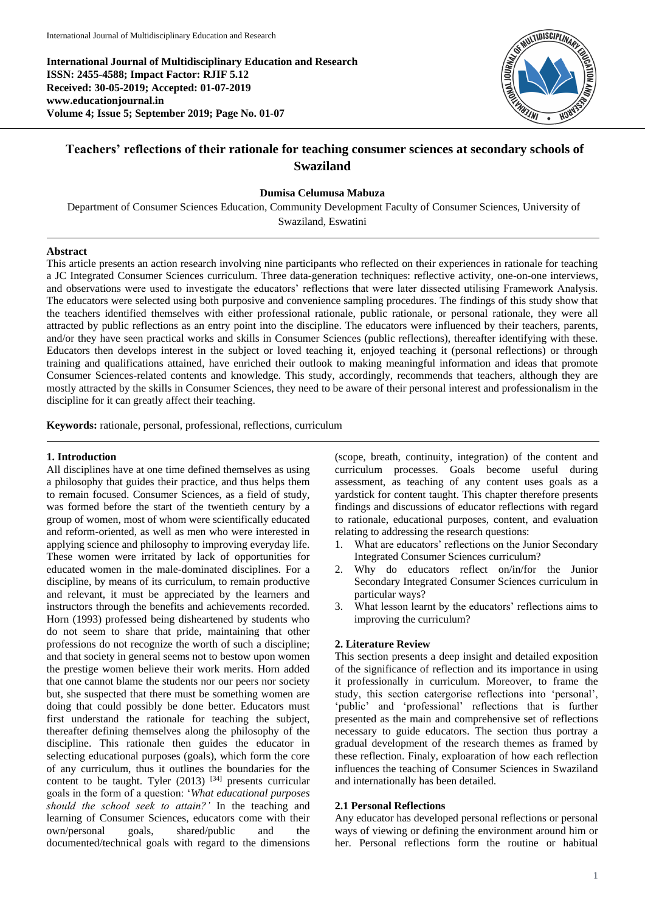International Journal of Multidisciplinary Education and Research
ISSN: 2455-4588; Impact Factor: RJIF 5.12
Received: 30-05-2019; Accepted: 01-07-2019
www.educationjournal.in
Volume 4; Issue 5; September 2019; Page No. 01-07

# Teachers' reflections of their rationale for teaching consumer sciences at secondary schools of Swaziland

**Dumisa Celumusa Mabuza**

Department of Consumer Sciences Education, Community Development Faculty of Consumer Sciences, University of Swaziland, Eswatini

## Abstract

This article presents an action research involving nine participants who reflected on their experiences in rationale for teaching a JC Integrated Consumer Sciences curriculum. Three data-generation techniques: reflective activity, one-on-one interviews, and observations were used to investigate the educators' reflections that were later dissected utilising Framework Analysis. The educators were selected using both purposive and convenience sampling procedures. The findings of this study show that the teachers identified themselves with either professional rationale, public rationale, or personal rationale, they were all attracted by public reflections as an entry point into the discipline. The educators were influenced by their teachers, parents, and/or they have seen practical works and skills in Consumer Sciences (public reflections), thereafter identifying with these. Educators then develops interest in the subject or loved teaching it, enjoyed teaching it (personal reflections) or through training and qualifications attained, have enriched their outlook to making meaningful information and ideas that promote Consumer Sciences-related contents and knowledge. This study, accordingly, recommends that teachers, although they are mostly attracted by the skills in Consumer Sciences, they need to be aware of their personal interest and professionalism in the discipline for it can greatly affect their teaching.

**Keywords:** rationale, personal, professional, reflections, curriculum

## 1. Introduction

All disciplines have at one time defined themselves as using a philosophy that guides their practice, and thus helps them to remain focused. Consumer Sciences, as a field of study, was formed before the start of the twentieth century by a group of women, most of whom were scientifically educated and reform-oriented, as well as men who were interested in applying science and philosophy to improving everyday life. These women were irritated by lack of opportunities for educated women in the male-dominated disciplines. For a discipline, by means of its curriculum, to remain productive and relevant, it must be appreciated by the learners and instructors through the benefits and achievements recorded. Horn (1993) professed being disheartened by students who do not seem to share that pride, maintaining that other professions do not recognize the worth of such a discipline; and that society in general seems not to bestow upon women the prestige women believe their work merits. Horn added that one cannot blame the students nor our peers nor society but, she suspected that there must be something women are doing that could possibly be done better. Educators must first understand the rationale for teaching the subject, thereafter defining themselves along the philosophy of the discipline. This rationale then guides the educator in selecting educational purposes (goals), which form the core of any curriculum, thus it outlines the boundaries for the content to be taught. Tyler (2013) [34] presents curricular goals in the form of a question: '*What educational purposes should the school seek to attain?'* In the teaching and learning of Consumer Sciences, educators come with their own/personal goals, shared/public and the documented/technical goals with regard to the dimensions (scope, breath, continuity, integration) of the content and curriculum processes. Goals become useful during assessment, as teaching of any content uses goals as a yardstick for content taught. This chapter therefore presents findings and discussions of educator reflections with regard to rationale, educational purposes, content, and evaluation relating to addressing the research questions:

1. What are educators' reflections on the Junior Secondary Integrated Consumer Sciences curriculum?
2. Why do educators reflect on/in/for the Junior Secondary Integrated Consumer Sciences curriculum in particular ways?
3. What lesson learnt by the educators' reflections aims to improving the curriculum?

## 2. Literature Review

This section presents a deep insight and detailed exposition of the significance of reflection and its importance in using it professionally in curriculum. Moreover, to frame the study, this section catergorise reflections into 'personal', 'public' and 'professional' reflections that is further presented as the main and comprehensive set of reflections necessary to guide educators. The section thus portray a gradual development of the research themes as framed by these reflection. Finaly, exploaration of how each reflection influences the teaching of Consumer Sciences in Swaziland and internationally has been detailed.

### 2.1 Personal Reflections

Any educator has developed personal reflections or personal ways of viewing or defining the environment around him or her. Personal reflections form the routine or habitual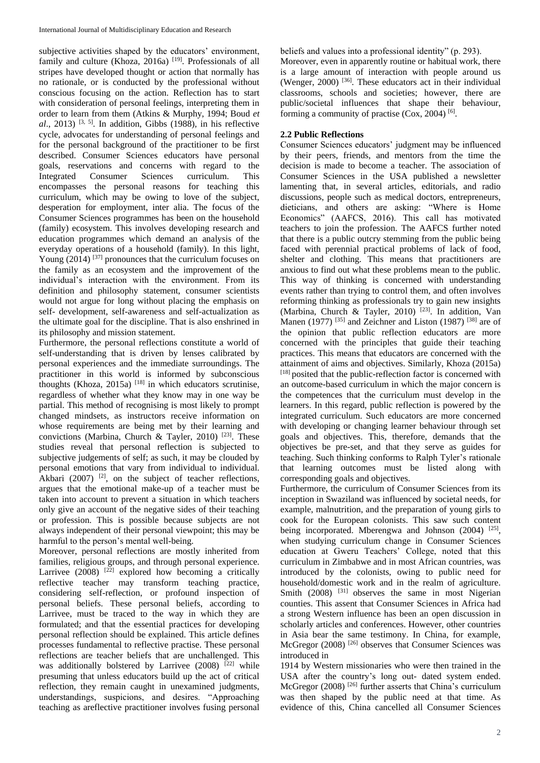subjective activities shaped by the educators' environment, family and culture (Khoza, 2016a) [19]. Professionals of all stripes have developed thought or action that normally has no rationale, or is conducted by the professional without conscious focusing on the action. Reflection has to start with consideration of personal feelings, interpreting them in order to learn from them (Atkins & Murphy, 1994; Boud *et al*., 2013) [3, 5]. In addition, Gibbs (1988), in his reflective cycle, advocates for understanding of personal feelings and for the personal background of the practitioner to be first described. Consumer Sciences educators have personal goals, reservations and concerns with regard to the Integrated Consumer Sciences curriculum. This encompasses the personal reasons for teaching this curriculum, which may be owing to love of the subject, desperation for employment, inter alia. The focus of the Consumer Sciences programmes has been on the household (family) ecosystem. This involves developing research and education programmes which demand an analysis of the everyday operations of a household (family). In this light, Young (2014) [37] pronounces that the curriculum focuses on the family as an ecosystem and the improvement of the individual's interaction with the environment. From its definition and philosophy statement, consumer scientists would not argue for long without placing the emphasis on self- development, self-awareness and self-actualization as the ultimate goal for the discipline. That is also enshrined in its philosophy and mission statement.

Furthermore, the personal reflections constitute a world of self-understanding that is driven by lenses calibrated by personal experiences and the immediate surroundings. The practitioner in this world is informed by subconscious thoughts (Khoza, 2015a) [18] in which educators scrutinise, regardless of whether what they know may in one way be partial. This method of recognising is most likely to prompt changed mindsets, as instructors receive information on whose requirements are being met by their learning and convictions (Marbina, Church & Tayler, 2010) [23]. These studies reveal that personal reflection is subjected to subjective judgements of self; as such, it may be clouded by personal emotions that vary from individual to individual. Akbari (2007) [2], on the subject of teacher reflections, argues that the emotional make-up of a teacher must be taken into account to prevent a situation in which teachers only give an account of the negative sides of their teaching or profession. This is possible because subjects are not always independent of their personal viewpoint; this may be harmful to the person's mental well-being.

Moreover, personal reflections are mostly inherited from families, religious groups, and through personal experience. Larrivee (2008) [22] explored how becoming a critically reflective teacher may transform teaching practice, considering self-reflection, or profound inspection of personal beliefs. These personal beliefs, according to Larrivee, must be traced to the way in which they are formulated; and that the essential practices for developing personal reflection should be explained. This article defines processes fundamental to reflective practise. These personal reflections are teacher beliefs that are unchallenged. This was additionally bolstered by Larrivee (2008) [22] while presuming that unless educators build up the act of critical reflection, they remain caught in unexamined judgments, understandings, suspicions, and desires. "Approaching teaching as areflective practitioner involves fusing personal beliefs and values into a professional identity" (p. 293).

Moreover, even in apparently routine or habitual work, there is a large amount of interaction with people around us (Wenger, 2000) [36]. These educators act in their individual classrooms, schools and societies; however, there are public/societal influences that shape their behaviour, forming a community of practise (Cox, 2004) [6].

### 2.2 Public Reflections

Consumer Sciences educators' judgment may be influenced by their peers, friends, and mentors from the time the decision is made to become a teacher. The association of Consumer Sciences in the USA published a newsletter lamenting that, in several articles, editorials, and radio discussions, people such as medical doctors, entrepreneurs, dieticians, and others are asking: "Where is Home Economics" (AAFCS, 2016). This call has motivated teachers to join the profession. The AAFCS further noted that there is a public outcry stemming from the public being faced with perennial practical problems of lack of food, shelter and clothing. This means that practitioners are anxious to find out what these problems mean to the public. This way of thinking is concerned with understanding events rather than trying to control them, and often involves reforming thinking as professionals try to gain new insights (Marbina, Church & Tayler, 2010) [23]. In addition, Van Manen (1977) [35] and Zeichner and Liston (1987) [38] are of the opinion that public reflection educators are more concerned with the principles that guide their teaching practices. This means that educators are concerned with the attainment of aims and objectives. Similarly, Khoza (2015a) [18] posited that the public-reflection factor is concerned with an outcome-based curriculum in which the major concern is the competences that the curriculum must develop in the learners. In this regard, public reflection is powered by the integrated curriculum. Such educators are more concerned with developing or changing learner behaviour through set goals and objectives. This, therefore, demands that the objectives be pre-set, and that they serve as guides for teaching. Such thinking conforms to Ralph Tyler's rationale that learning outcomes must be listed along with corresponding goals and objectives.

Furthermore, the curriculum of Consumer Sciences from its inception in Swaziland was influenced by societal needs, for example, malnutrition, and the preparation of young girls to cook for the European colonists. This saw such content being incorporated. Mberengwa and Johnson (2004) [25], when studying curriculum change in Consumer Sciences education at Gweru Teachers' College, noted that this curriculum in Zimbabwe and in most African countries, was introduced by the colonists, owing to public need for household/domestic work and in the realm of agriculture. Smith (2008) [31] observes the same in most Nigerian counties. This assent that Consumer Sciences in Africa had a strong Western influence has been an open discussion in scholarly articles and conferences. However, other countries in Asia bear the same testimony. In China, for example, McGregor (2008) [26] observes that Consumer Sciences was introduced in

1914 by Western missionaries who were then trained in the USA after the country's long out- dated system ended. McGregor (2008) [26] further asserts that China's curriculum was then shaped by the public need at that time. As evidence of this, China cancelled all Consumer Sciences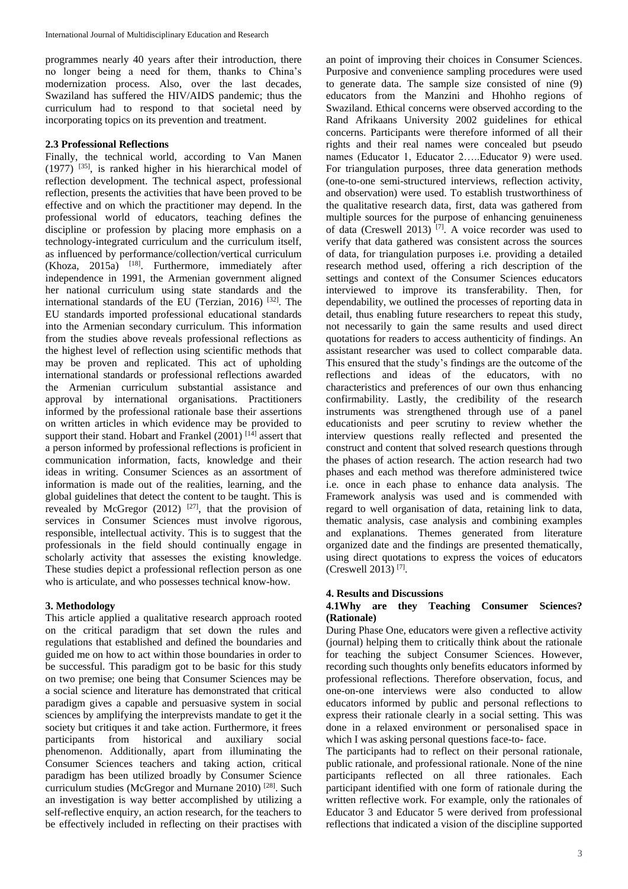programmes nearly 40 years after their introduction, there no longer being a need for them, thanks to China's modernization process. Also, over the last decades, Swaziland has suffered the HIV/AIDS pandemic; thus the curriculum had to respond to that societal need by incorporating topics on its prevention and treatment.

### 2.3 Professional Reflections

Finally, the technical world, according to Van Manen (1977) [35], is ranked higher in his hierarchical model of reflection development. The technical aspect, professional reflection, presents the activities that have been proved to be effective and on which the practitioner may depend. In the professional world of educators, teaching defines the discipline or profession by placing more emphasis on a technology-integrated curriculum and the curriculum itself, as influenced by performance/collection/vertical curriculum (Khoza, 2015a) [18]. Furthermore, immediately after independence in 1991, the Armenian government aligned her national curriculum using state standards and the international standards of the EU (Terzian, 2016) [32]. The EU standards imported professional educational standards into the Armenian secondary curriculum. This information from the studies above reveals professional reflections as the highest level of reflection using scientific methods that may be proven and replicated. This act of upholding international standards or professional reflections awarded the Armenian curriculum substantial assistance and approval by international organisations. Practitioners informed by the professional rationale base their assertions on written articles in which evidence may be provided to support their stand. Hobart and Frankel (2001) [14] assert that a person informed by professional reflections is proficient in communication information, facts, knowledge and their ideas in writing. Consumer Sciences as an assortment of information is made out of the realities, learning, and the global guidelines that detect the content to be taught. This is revealed by McGregor (2012) [27], that the provision of services in Consumer Sciences must involve rigorous, responsible, intellectual activity. This is to suggest that the professionals in the field should continually engage in scholarly activity that assesses the existing knowledge. These studies depict a professional reflection person as one who is articulate, and who possesses technical know-how.

## 3. Methodology

This article applied a qualitative research approach rooted on the critical paradigm that set down the rules and regulations that established and defined the boundaries and guided me on how to act within those boundaries in order to be successful. This paradigm got to be basic for this study on two premise; one being that Consumer Sciences may be a social science and literature has demonstrated that critical paradigm gives a capable and persuasive system in social sciences by amplifying the interprevists mandate to get it the society but critiques it and take action. Furthermore, it frees participants from historical and auxiliary social phenomenon. Additionally, apart from illuminating the Consumer Sciences teachers and taking action, critical paradigm has been utilized broadly by Consumer Science curriculum studies (McGregor and Murnane 2010) [28]. Such an investigation is way better accomplished by utilizing a self-reflective enquiry, an action research, for the teachers to be effectively included in reflecting on their practises with an point of improving their choices in Consumer Sciences. Purposive and convenience sampling procedures were used to generate data. The sample size consisted of nine (9) educators from the Manzini and Hhohho regions of Swaziland. Ethical concerns were observed according to the Rand Afrikaans University 2002 guidelines for ethical concerns. Participants were therefore informed of all their rights and their real names were concealed but pseudo names (Educator 1, Educator 2…..Educator 9) were used. For triangulation purposes, three data generation methods (one-to-one semi-structured interviews, reflection activity, and observation) were used. To establish trustworthiness of the qualitative research data, first, data was gathered from multiple sources for the purpose of enhancing genuineness of data (Creswell 2013) [7]. A voice recorder was used to verify that data gathered was consistent across the sources of data, for triangulation purposes i.e. providing a detailed research method used, offering a rich description of the settings and context of the Consumer Sciences educators interviewed to improve its transferability. Then, for dependability, we outlined the processes of reporting data in detail, thus enabling future researchers to repeat this study, not necessarily to gain the same results and used direct quotations for readers to access authenticity of findings. An assistant researcher was used to collect comparable data. This ensured that the study's findings are the outcome of the reflections and ideas of the educators, with no characteristics and preferences of our own thus enhancing confirmability. Lastly, the credibility of the research instruments was strengthened through use of a panel educationists and peer scrutiny to review whether the interview questions really reflected and presented the construct and content that solved research questions through the phases of action research. The action research had two phases and each method was therefore administered twice i.e. once in each phase to enhance data analysis. The Framework analysis was used and is commended with regard to well organisation of data, retaining link to data, thematic analysis, case analysis and combining examples and explanations. Themes generated from literature organized date and the findings are presented thematically, using direct quotations to express the voices of educators (Creswell 2013) [7].

## 4. Results and Discussions

### 4.1Why are they Teaching Consumer Sciences? (Rationale)

During Phase One, educators were given a reflective activity (journal) helping them to critically think about the rationale for teaching the subject Consumer Sciences. However, recording such thoughts only benefits educators informed by professional reflections. Therefore observation, focus, and one-on-one interviews were also conducted to allow educators informed by public and personal reflections to express their rationale clearly in a social setting. This was done in a relaxed environment or personalised space in which I was asking personal questions face-to- face.

The participants had to reflect on their personal rationale, public rationale, and professional rationale. None of the nine participants reflected on all three rationales. Each participant identified with one form of rationale during the written reflective work. For example, only the rationales of Educator 3 and Educator 5 were derived from professional reflections that indicated a vision of the discipline supported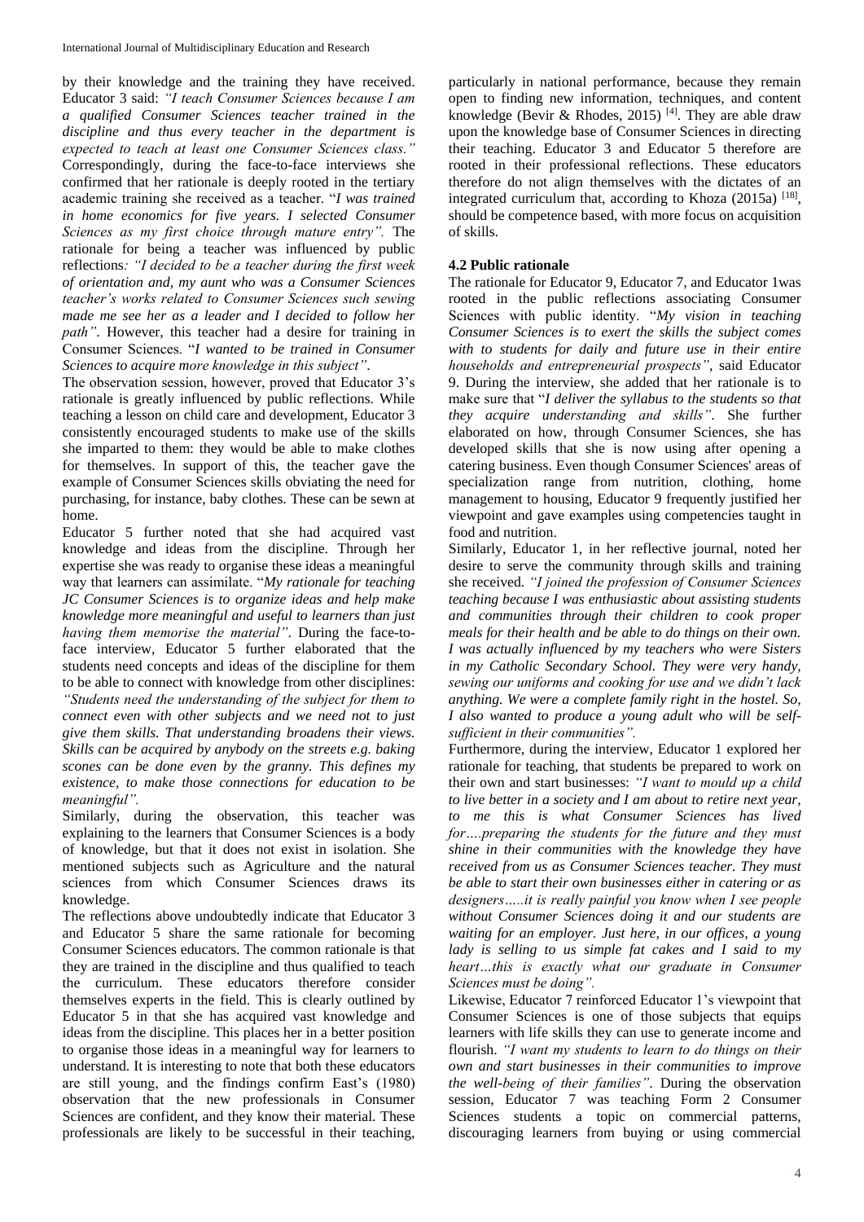by their knowledge and the training they have received. Educator 3 said: *"I teach Consumer Sciences because I am a qualified Consumer Sciences teacher trained in the discipline and thus every teacher in the department is expected to teach at least one Consumer Sciences class."* Correspondingly, during the face-to-face interviews she confirmed that her rationale is deeply rooted in the tertiary academic training she received as a teacher. "*I was trained in home economics for five years. I selected Consumer Sciences as my first choice through mature entry".* The rationale for being a teacher was influenced by public reflections*: "I decided to be a teacher during the first week of orientation and, my aunt who was a Consumer Sciences teacher's works related to Consumer Sciences such sewing made me see her as a leader and I decided to follow her path"*. However, this teacher had a desire for training in Consumer Sciences. "*I wanted to be trained in Consumer Sciences to acquire more knowledge in this subject"*.

The observation session, however, proved that Educator 3's rationale is greatly influenced by public reflections. While teaching a lesson on child care and development, Educator 3 consistently encouraged students to make use of the skills she imparted to them: they would be able to make clothes for themselves. In support of this, the teacher gave the example of Consumer Sciences skills obviating the need for purchasing, for instance, baby clothes. These can be sewn at home.

Educator 5 further noted that she had acquired vast knowledge and ideas from the discipline. Through her expertise she was ready to organise these ideas a meaningful way that learners can assimilate. "*My rationale for teaching JC Consumer Sciences is to organize ideas and help make knowledge more meaningful and useful to learners than just having them memorise the material"*. During the face-to-face interview, Educator 5 further elaborated that the students need concepts and ideas of the discipline for them to be able to connect with knowledge from other disciplines: *"Students need the understanding of the subject for them to connect even with other subjects and we need not to just give them skills. That understanding broadens their views. Skills can be acquired by anybody on the streets e.g. baking scones can be done even by the granny. This defines my existence, to make those connections for education to be meaningful".*

Similarly, during the observation, this teacher was explaining to the learners that Consumer Sciences is a body of knowledge, but that it does not exist in isolation. She mentioned subjects such as Agriculture and the natural sciences from which Consumer Sciences draws its knowledge.

The reflections above undoubtedly indicate that Educator 3 and Educator 5 share the same rationale for becoming Consumer Sciences educators. The common rationale is that they are trained in the discipline and thus qualified to teach the curriculum. These educators therefore consider themselves experts in the field. This is clearly outlined by Educator 5 in that she has acquired vast knowledge and ideas from the discipline. This places her in a better position to organise those ideas in a meaningful way for learners to understand. It is interesting to note that both these educators are still young, and the findings confirm East's (1980) observation that the new professionals in Consumer Sciences are confident, and they know their material. These professionals are likely to be successful in their teaching, particularly in national performance, because they remain open to finding new information, techniques, and content knowledge (Bevir & Rhodes, 2015) [4]. They are able draw upon the knowledge base of Consumer Sciences in directing their teaching. Educator 3 and Educator 5 therefore are rooted in their professional reflections. These educators therefore do not align themselves with the dictates of an integrated curriculum that, according to Khoza (2015a) [18], should be competence based, with more focus on acquisition of skills.

### 4.2 Public rationale

The rationale for Educator 9, Educator 7, and Educator 1was rooted in the public reflections associating Consumer Sciences with public identity. "*My vision in teaching Consumer Sciences is to exert the skills the subject comes with to students for daily and future use in their entire households and entrepreneurial prospects"*, said Educator 9. During the interview, she added that her rationale is to make sure that "*I deliver the syllabus to the students so that they acquire understanding and skills"*. She further elaborated on how, through Consumer Sciences, she has developed skills that she is now using after opening a catering business. Even though Consumer Sciences' areas of specialization range from nutrition, clothing, home management to housing, Educator 9 frequently justified her viewpoint and gave examples using competencies taught in food and nutrition.

Similarly, Educator 1, in her reflective journal, noted her desire to serve the community through skills and training she received. *"I joined the profession of Consumer Sciences teaching because I was enthusiastic about assisting students and communities through their children to cook proper meals for their health and be able to do things on their own. I was actually influenced by my teachers who were Sisters in my Catholic Secondary School. They were very handy, sewing our uniforms and cooking for use and we didn't lack anything. We were a complete family right in the hostel. So, I also wanted to produce a young adult who will be self-sufficient in their communities".*

Furthermore, during the interview, Educator 1 explored her rationale for teaching, that students be prepared to work on their own and start businesses: *"I want to mould up a child to live better in a society and I am about to retire next year, to me this is what Consumer Sciences has lived for….preparing the students for the future and they must shine in their communities with the knowledge they have received from us as Consumer Sciences teacher. They must be able to start their own businesses either in catering or as designers…..it is really painful you know when I see people without Consumer Sciences doing it and our students are waiting for an employer. Just here, in our offices, a young lady is selling to us simple fat cakes and I said to my heart…this is exactly what our graduate in Consumer Sciences must be doing".*

Likewise, Educator 7 reinforced Educator 1's viewpoint that Consumer Sciences is one of those subjects that equips learners with life skills they can use to generate income and flourish. *"I want my students to learn to do things on their own and start businesses in their communities to improve the well-being of their families"*. During the observation session, Educator 7 was teaching Form 2 Consumer Sciences students a topic on commercial patterns, discouraging learners from buying or using commercial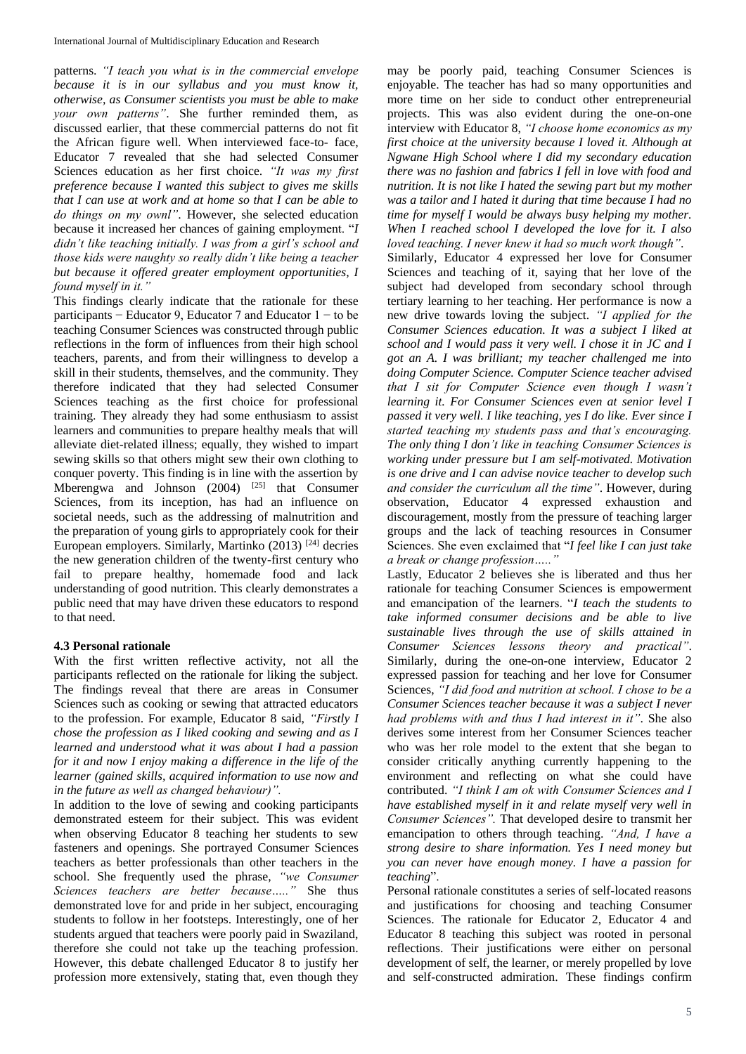patterns. *"I teach you what is in the commercial envelope because it is in our syllabus and you must know it, otherwise, as Consumer scientists you must be able to make your own patterns"*. She further reminded them, as discussed earlier, that these commercial patterns do not fit the African figure well. When interviewed face-to- face, Educator 7 revealed that she had selected Consumer Sciences education as her first choice. *"It was my first preference because I wanted this subject to gives me skills that I can use at work and at home so that I can be able to do things on my ownl"*. However, she selected education because it increased her chances of gaining employment. "*I didn't like teaching initially. I was from a girl's school and those kids were naughty so really didn't like being a teacher but because it offered greater employment opportunities, I found myself in it."*

This findings clearly indicate that the rationale for these participants − Educator 9, Educator 7 and Educator 1 − to be teaching Consumer Sciences was constructed through public reflections in the form of influences from their high school teachers, parents, and from their willingness to develop a skill in their students, themselves, and the community. They therefore indicated that they had selected Consumer Sciences teaching as the first choice for professional training. They already they had some enthusiasm to assist learners and communities to prepare healthy meals that will alleviate diet-related illness; equally, they wished to impart sewing skills so that others might sew their own clothing to conquer poverty. This finding is in line with the assertion by Mberengwa and Johnson (2004) [25] that Consumer Sciences, from its inception, has had an influence on societal needs, such as the addressing of malnutrition and the preparation of young girls to appropriately cook for their European employers. Similarly, Martinko (2013) [24] decries the new generation children of the twenty-first century who fail to prepare healthy, homemade food and lack understanding of good nutrition. This clearly demonstrates a public need that may have driven these educators to respond to that need.

### 4.3 Personal rationale

With the first written reflective activity, not all the participants reflected on the rationale for liking the subject. The findings reveal that there are areas in Consumer Sciences such as cooking or sewing that attracted educators to the profession. For example, Educator 8 said, *"Firstly I chose the profession as I liked cooking and sewing and as I learned and understood what it was about I had a passion for it and now I enjoy making a difference in the life of the learner (gained skills, acquired information to use now and in the future as well as changed behaviour)".*

In addition to the love of sewing and cooking participants demonstrated esteem for their subject. This was evident when observing Educator 8 teaching her students to sew fasteners and openings. She portrayed Consumer Sciences teachers as better professionals than other teachers in the school. She frequently used the phrase, *"we Consumer Sciences teachers are better because….."* She thus demonstrated love for and pride in her subject, encouraging students to follow in her footsteps. Interestingly, one of her students argued that teachers were poorly paid in Swaziland, therefore she could not take up the teaching profession. However, this debate challenged Educator 8 to justify her profession more extensively, stating that, even though they may be poorly paid, teaching Consumer Sciences is enjoyable. The teacher has had so many opportunities and more time on her side to conduct other entrepreneurial projects. This was also evident during the one-on-one interview with Educator 8, *"I choose home economics as my first choice at the university because I loved it. Although at Ngwane High School where I did my secondary education there was no fashion and fabrics I fell in love with food and nutrition. It is not like I hated the sewing part but my mother was a tailor and I hated it during that time because I had no time for myself I would be always busy helping my mother. When I reached school I developed the love for it. I also loved teaching. I never knew it had so much work though"*.

Similarly, Educator 4 expressed her love for Consumer Sciences and teaching of it, saying that her love of the subject had developed from secondary school through tertiary learning to her teaching. Her performance is now a new drive towards loving the subject. *"I applied for the Consumer Sciences education. It was a subject I liked at school and I would pass it very well. I chose it in JC and I got an A. I was brilliant; my teacher challenged me into doing Computer Science. Computer Science teacher advised that I sit for Computer Science even though I wasn't learning it. For Consumer Sciences even at senior level I passed it very well. I like teaching, yes I do like. Ever since I started teaching my students pass and that's encouraging. The only thing I don't like in teaching Consumer Sciences is working under pressure but I am self-motivated. Motivation is one drive and I can advise novice teacher to develop such and consider the curriculum all the time"*. However, during observation, Educator 4 expressed exhaustion and discouragement, mostly from the pressure of teaching larger groups and the lack of teaching resources in Consumer Sciences. She even exclaimed that "*I feel like I can just take a break or change profession….."*

Lastly, Educator 2 believes she is liberated and thus her rationale for teaching Consumer Sciences is empowerment and emancipation of the learners. "*I teach the students to take informed consumer decisions and be able to live sustainable lives through the use of skills attained in Consumer Sciences lessons theory and practical"*. Similarly, during the one-on-one interview, Educator 2 expressed passion for teaching and her love for Consumer Sciences, *"I did food and nutrition at school. I chose to be a Consumer Sciences teacher because it was a subject I never had problems with and thus I had interest in it"*. She also derives some interest from her Consumer Sciences teacher who was her role model to the extent that she began to consider critically anything currently happening to the environment and reflecting on what she could have contributed. *"I think I am ok with Consumer Sciences and I have established myself in it and relate myself very well in Consumer Sciences".* That developed desire to transmit her emancipation to others through teaching. *"And, I have a strong desire to share information. Yes I need money but you can never have enough money. I have a passion for teaching*".

Personal rationale constitutes a series of self-located reasons and justifications for choosing and teaching Consumer Sciences. The rationale for Educator 2, Educator 4 and Educator 8 teaching this subject was rooted in personal reflections. Their justifications were either on personal development of self, the learner, or merely propelled by love and self-constructed admiration. These findings confirm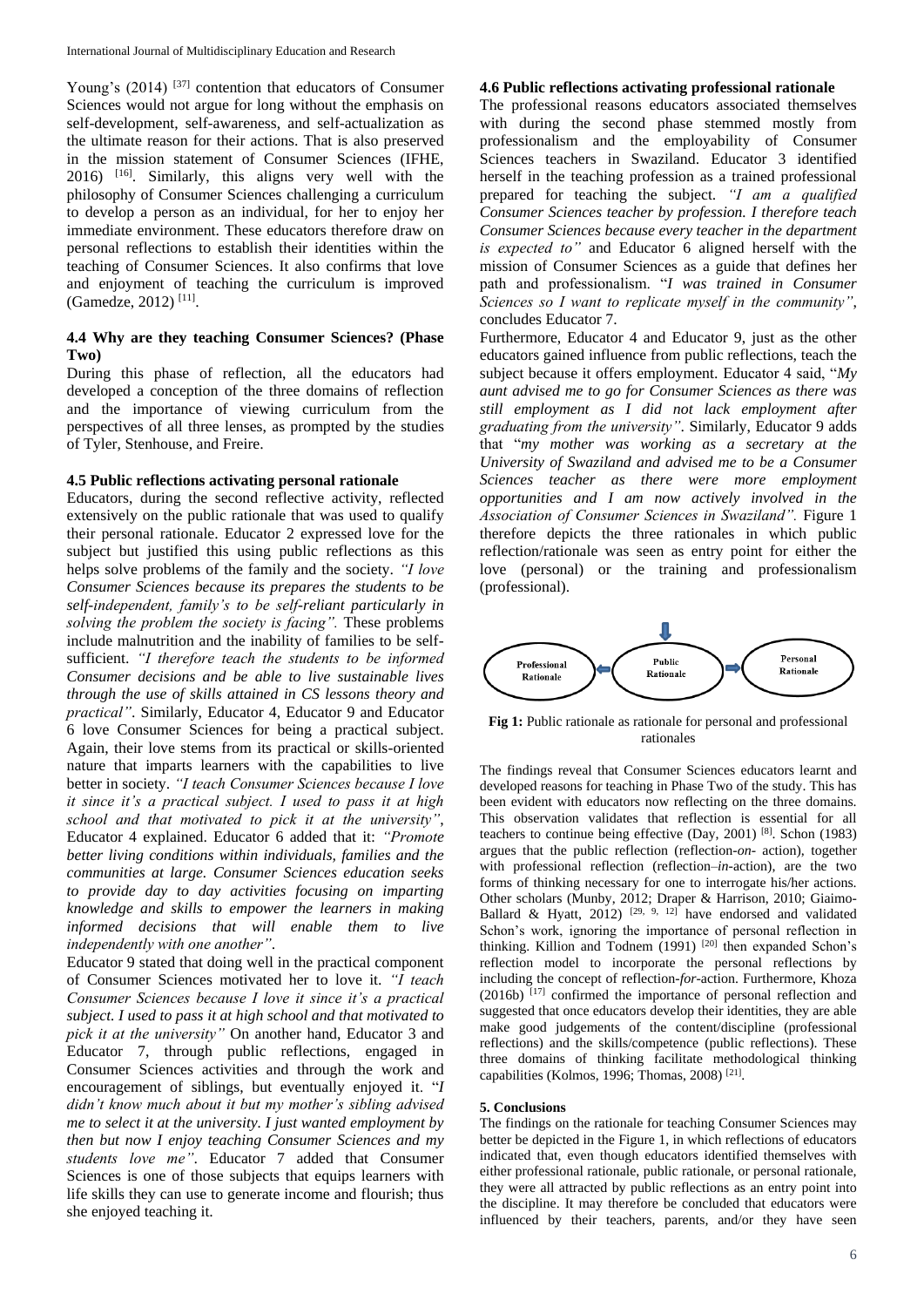Young's (2014) [37] contention that educators of Consumer Sciences would not argue for long without the emphasis on self-development, self-awareness, and self-actualization as the ultimate reason for their actions. That is also preserved in the mission statement of Consumer Sciences (IFHE, 2016) [16]. Similarly, this aligns very well with the philosophy of Consumer Sciences challenging a curriculum to develop a person as an individual, for her to enjoy her immediate environment. These educators therefore draw on personal reflections to establish their identities within the teaching of Consumer Sciences. It also confirms that love and enjoyment of teaching the curriculum is improved (Gamedze, 2012) [11].

### 4.4 Why are they teaching Consumer Sciences? (Phase Two)

During this phase of reflection, all the educators had developed a conception of the three domains of reflection and the importance of viewing curriculum from the perspectives of all three lenses, as prompted by the studies of Tyler, Stenhouse, and Freire.

### 4.5 Public reflections activating personal rationale

Educators, during the second reflective activity, reflected extensively on the public rationale that was used to qualify their personal rationale. Educator 2 expressed love for the subject but justified this using public reflections as this helps solve problems of the family and the society. *"I love Consumer Sciences because its prepares the students to be self-independent, family's to be self-reliant particularly in solving the problem the society is facing".* These problems include malnutrition and the inability of families to be self-sufficient. *"I therefore teach the students to be informed Consumer decisions and be able to live sustainable lives through the use of skills attained in CS lessons theory and practical".* Similarly, Educator 4, Educator 9 and Educator 6 love Consumer Sciences for being a practical subject. Again, their love stems from its practical or skills-oriented nature that imparts learners with the capabilities to live better in society. *"I teach Consumer Sciences because I love it since it's a practical subject. I used to pass it at high school and that motivated to pick it at the university"*, Educator 4 explained. Educator 6 added that it: *"Promote better living conditions within individuals, families and the communities at large. Consumer Sciences education seeks to provide day to day activities focusing on imparting knowledge and skills to empower the learners in making informed decisions that will enable them to live independently with one another".*

Educator 9 stated that doing well in the practical component of Consumer Sciences motivated her to love it. *"I teach Consumer Sciences because I love it since it's a practical subject. I used to pass it at high school and that motivated to pick it at the university"* On another hand, Educator 3 and Educator 7, through public reflections, engaged in Consumer Sciences activities and through the work and encouragement of siblings, but eventually enjoyed it. "*I didn't know much about it but my mother's sibling advised me to select it at the university. I just wanted employment by then but now I enjoy teaching Consumer Sciences and my students love me".* Educator 7 added that Consumer Sciences is one of those subjects that equips learners with life skills they can use to generate income and flourish; thus she enjoyed teaching it.

### 4.6 Public reflections activating professional rationale

The professional reasons educators associated themselves with during the second phase stemmed mostly from professionalism and the employability of Consumer Sciences teachers in Swaziland. Educator 3 identified herself in the teaching profession as a trained professional prepared for teaching the subject. *"I am a qualified Consumer Sciences teacher by profession. I therefore teach Consumer Sciences because every teacher in the department is expected to"* and Educator 6 aligned herself with the mission of Consumer Sciences as a guide that defines her path and professionalism. "*I was trained in Consumer Sciences so I want to replicate myself in the community"*, concludes Educator 7.

Furthermore, Educator 4 and Educator 9, just as the other educators gained influence from public reflections, teach the subject because it offers employment. Educator 4 said, "*My aunt advised me to go for Consumer Sciences as there was still employment as I did not lack employment after graduating from the university".* Similarly, Educator 9 adds that "*my mother was working as a secretary at the University of Swaziland and advised me to be a Consumer Sciences teacher as there were more employment opportunities and I am now actively involved in the Association of Consumer Sciences in Swaziland".* Figure 1 therefore depicts the three rationales in which public reflection/rationale was seen as entry point for either the love (personal) or the training and professionalism (professional).

Professional Rationale ← Public Rationale → Personal Rationale

**Fig 1:** Public rationale as rationale for personal and professional rationales

The findings reveal that Consumer Sciences educators learnt and developed reasons for teaching in Phase Two of the study. This has been evident with educators now reflecting on the three domains. This observation validates that reflection is essential for all teachers to continue being effective (Day, 2001) [8]. Schon (1983) argues that the public reflection (reflection-*on*- action), together with professional reflection (reflection–*in*-action), are the two forms of thinking necessary for one to interrogate his/her actions. Other scholars (Munby, 2012; Draper & Harrison, 2010; Giaimo-Ballard & Hyatt, 2012) [29, 9, 12] have endorsed and validated Schon's work, ignoring the importance of personal reflection in thinking. Killion and Todnem (1991) [20] then expanded Schon's reflection model to incorporate the personal reflections by including the concept of reflection-*for*-action. Furthermore, Khoza (2016b) [17] confirmed the importance of personal reflection and suggested that once educators develop their identities, they are able make good judgements of the content/discipline (professional reflections) and the skills/competence (public reflections). These three domains of thinking facilitate methodological thinking capabilities (Kolmos, 1996; Thomas, 2008) [21].

## 5. Conclusions

The findings on the rationale for teaching Consumer Sciences may better be depicted in the Figure 1, in which reflections of educators indicated that, even though educators identified themselves with either professional rationale, public rationale, or personal rationale, they were all attracted by public reflections as an entry point into the discipline. It may therefore be concluded that educators were influenced by their teachers, parents, and/or they have seen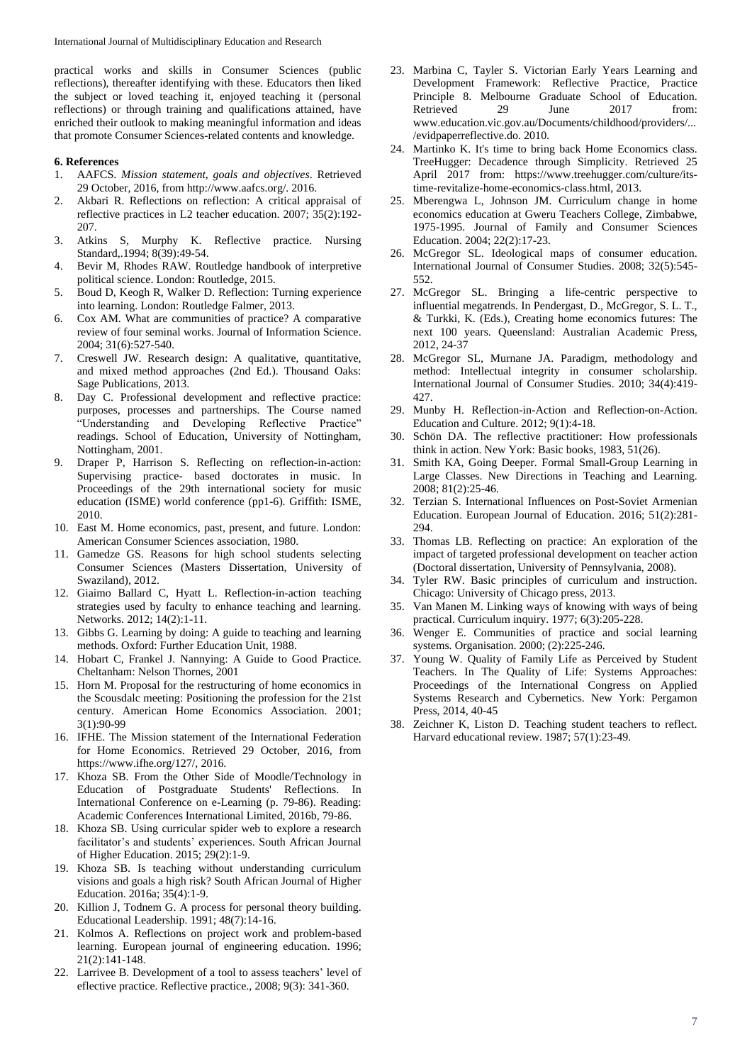practical works and skills in Consumer Sciences (public reflections), thereafter identifying with these. Educators then liked the subject or loved teaching it, enjoyed teaching it (personal reflections) or through training and qualifications attained, have enriched their outlook to making meaningful information and ideas that promote Consumer Sciences-related contents and knowledge.

### 6. References

1. AAFCS. *Mission statement, goals and objectives*. Retrieved 29 October, 2016, from http://www.aafcs.org/. 2016.
2. Akbari R. Reflections on reflection: A critical appraisal of reflective practices in L2 teacher education. 2007; 35(2):192-207.
3. Atkins S, Murphy K. Reflective practice. Nursing Standard,.1994; 8(39):49-54.
4. Bevir M, Rhodes RAW. Routledge handbook of interpretive political science. London: Routledge, 2015.
5. Boud D, Keogh R, Walker D. Reflection: Turning experience into learning. London: Routledge Falmer, 2013.
6. Cox AM. What are communities of practice? A comparative review of four seminal works. Journal of Information Science. 2004; 31(6):527-540.
7. Creswell JW. Research design: A qualitative, quantitative, and mixed method approaches (2nd Ed.). Thousand Oaks: Sage Publications, 2013.
8. Day C. Professional development and reflective practice: purposes, processes and partnerships. The Course named "Understanding and Developing Reflective Practice" readings. School of Education, University of Nottingham, Nottingham, 2001.
9. Draper P, Harrison S. Reflecting on reflection-in-action: Supervising practice- based doctorates in music. In Proceedings of the 29th international society for music education (ISME) world conference (pp1-6). Griffith: ISME, 2010.
10. East M. Home economics, past, present, and future. London: American Consumer Sciences association, 1980.
11. Gamedze GS. Reasons for high school students selecting Consumer Sciences (Masters Dissertation, University of Swaziland), 2012.
12. Giaimo Ballard C, Hyatt L. Reflection-in-action teaching strategies used by faculty to enhance teaching and learning. Networks. 2012; 14(2):1-11.
13. Gibbs G. Learning by doing: A guide to teaching and learning methods. Oxford: Further Education Unit, 1988.
14. Hobart C, Frankel J. Nannying: A Guide to Good Practice. Cheltanham: Nelson Thornes, 2001
15. Horn M. Proposal for the restructuring of home economics in the Scousdalc meeting: Positioning the profession for the 21st century. American Home Economics Association. 2001; 3(1):90-99
16. IFHE. The Mission statement of the International Federation for Home Economics. Retrieved 29 October, 2016, from https://www.ifhe.org/127/, 2016.
17. Khoza SB. From the Other Side of Moodle/Technology in Education of Postgraduate Students' Reflections. In International Conference on e-Learning (p. 79-86). Reading: Academic Conferences International Limited, 2016b, 79-86.
18. Khoza SB. Using curricular spider web to explore a research facilitator's and students' experiences. South African Journal of Higher Education. 2015; 29(2):1-9.
19. Khoza SB. Is teaching without understanding curriculum visions and goals a high risk? South African Journal of Higher Education. 2016a; 35(4):1-9.
20. Killion J, Todnem G. A process for personal theory building. Educational Leadership. 1991; 48(7):14-16.
21. Kolmos A. Reflections on project work and problem-based learning. European journal of engineering education. 1996; 21(2):141-148.
22. Larrivee B. Development of a tool to assess teachers' level of eflective practice. Reflective practice., 2008; 9(3): 341-360.
23. Marbina C, Tayler S. Victorian Early Years Learning and Development Framework: Reflective Practice, Practice Principle 8. Melbourne Graduate School of Education. Retrieved 29 June 2017 from: www.education.vic.gov.au/Documents/childhood/providers/... /evidpaperreflective.do. 2010.
24. Martinko K. It's time to bring back Home Economics class. TreeHugger: Decadence through Simplicity. Retrieved 25 April 2017 from: https://www.treehugger.com/culture/its-time-revitalize-home-economics-class.html, 2013.
25. Mberengwa L, Johnson JM. Curriculum change in home economics education at Gweru Teachers College, Zimbabwe, 1975-1995. Journal of Family and Consumer Sciences Education. 2004; 22(2):17-23.
26. McGregor SL. Ideological maps of consumer education. International Journal of Consumer Studies. 2008; 32(5):545-552.
27. McGregor SL. Bringing a life-centric perspective to influential megatrends. In Pendergast, D., McGregor, S. L. T., & Turkki, K. (Eds.), Creating home economics futures: The next 100 years. Queensland: Australian Academic Press, 2012, 24-37
28. McGregor SL, Murnane JA. Paradigm, methodology and method: Intellectual integrity in consumer scholarship. International Journal of Consumer Studies. 2010; 34(4):419-427.
29. Munby H. Reflection-in-Action and Reflection-on-Action. Education and Culture. 2012; 9(1):4-18.
30. Schön DA. The reflective practitioner: How professionals think in action. New York: Basic books, 1983, 51(26).
31. Smith KA, Going Deeper. Formal Small-Group Learning in Large Classes. New Directions in Teaching and Learning. 2008; 81(2):25-46.
32. Terzian S. International Influences on Post-Soviet Armenian Education. European Journal of Education. 2016; 51(2):281-294.
33. Thomas LB. Reflecting on practice: An exploration of the impact of targeted professional development on teacher action (Doctoral dissertation, University of Pennsylvania, 2008).
34. Tyler RW. Basic principles of curriculum and instruction. Chicago: University of Chicago press, 2013.
35. Van Manen M. Linking ways of knowing with ways of being practical. Curriculum inquiry. 1977; 6(3):205-228.
36. Wenger E. Communities of practice and social learning systems. Organisation. 2000; (2):225-246.
37. Young W. Quality of Family Life as Perceived by Student Teachers. In The Quality of Life: Systems Approaches: Proceedings of the International Congress on Applied Systems Research and Cybernetics. New York: Pergamon Press, 2014, 40-45
38. Zeichner K, Liston D. Teaching student teachers to reflect. Harvard educational review. 1987; 57(1):23-49.